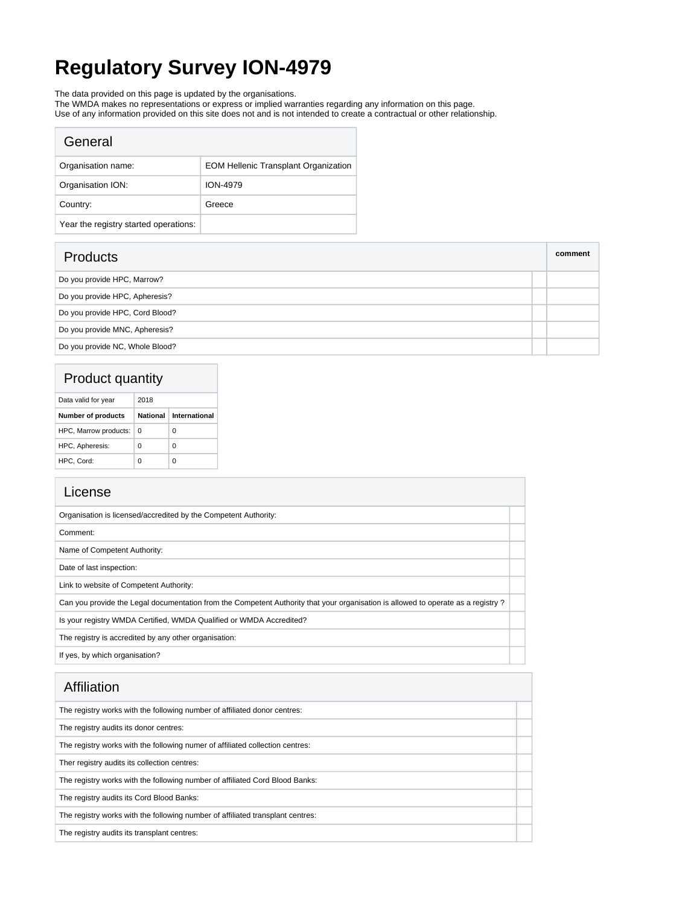# Regulatory Survey ION-4979

The data provided on this page is updated by the organisations.
The WMDA makes no representations or express or implied warranties regarding any information on this page.
Use of any information provided on this site does not and is not intended to create a contractual or other relationship.

| General | |
|---|---|
| Organisation name: | EOM Hellenic Transplant Organization |
| Organisation ION: | ION-4979 |
| Country: | Greece |
| Year the registry started operations: | |

| Products | | comment |
|---|---|---|
| Do you provide HPC, Marrow? | | |
| Do you provide HPC, Apheresis? | | |
| Do you provide HPC, Cord Blood? | | |
| Do you provide MNC, Apheresis? | | |
| Do you provide NC, Whole Blood? | | |

| Product quantity | | |
|---|---|---|
| Data valid for year | 2018 | |
| **Number of products** | **National** | **International** |
| HPC, Marrow products: | 0 | 0 |
| HPC, Apheresis: | 0 | 0 |
| HPC, Cord: | 0 | 0 |

| License | |
|---|---|
| Organisation is licensed/accredited by the Competent Authority: | |
| Comment: | |
| Name of Competent Authority: | |
| Date of last inspection: | |
| Link to website of Competent Authority: | |
| Can you provide the Legal documentation from the Competent Authority that your organisation is allowed to operate as a registry ? | |
| Is your registry WMDA Certified, WMDA Qualified or WMDA Accredited? | |
| The registry is accredited by any other organisation: | |
| If yes, by which organisation? | |

| Affiliation | |
|---|---|
| The registry works with the following number of affiliated donor centres: | |
| The registry audits its donor centres: | |
| The registry works with the following numer of affiliated collection centres: | |
| Ther registry audits its collection centres: | |
| The registry works with the following number of affiliated Cord Blood Banks: | |
| The registry audits its Cord Blood Banks: | |
| The registry works with the following number of affiliated transplant centres: | |
| The registry audits its transplant centres: | |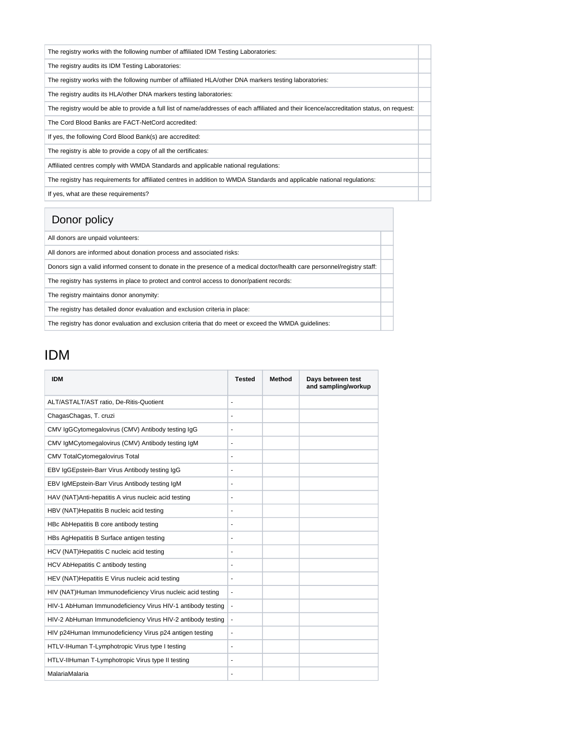| | |
|---|---|
| The registry works with the following number of affiliated IDM Testing Laboratories: | |
| The registry audits its IDM Testing Laboratories: | |
| The registry works with the following number of affiliated HLA/other DNA markers testing laboratories: | |
| The registry audits its HLA/other DNA markers testing laboratories: | |
| The registry would be able to provide a full list of name/addresses of each affiliated and their licence/accreditation status, on request: | |
| The Cord Blood Banks are FACT-NetCord accredited: | |
| If yes, the following Cord Blood Bank(s) are accredited: | |
| The registry is able to provide a copy of all the certificates: | |
| Affiliated centres comply with WMDA Standards and applicable national regulations: | |
| The registry has requirements for affiliated centres in addition to WMDA Standards and applicable national regulations: | |
| If yes, what are these requirements? | |

## Donor policy

| | |
|---|---|
| All donors are unpaid volunteers: | |
| All donors are informed about donation process and associated risks: | |
| Donors sign a valid informed consent to donate in the presence of a medical doctor/health care personnel/registry staff: | |
| The registry has systems in place to protect and control access to donor/patient records: | |
| The registry maintains donor anonymity: | |
| The registry has detailed donor evaluation and exclusion criteria in place: | |
| The registry has donor evaluation and exclusion criteria that do meet or exceed the WMDA guidelines: | |

# IDM

| IDM | Tested | Method | Days between test and sampling/workup |
|---|---|---|---|
| ALT/ASTALT/AST ratio, De-Ritis-Quotient | - | | |
| ChagasChagas, T. cruzi | - | | |
| CMV IgGCytomegalovirus (CMV) Antibody testing IgG | - | | |
| CMV IgMCytomegalovirus (CMV) Antibody testing IgM | - | | |
| CMV TotalCytomegalovirus Total | - | | |
| EBV IgGEpstein-Barr Virus Antibody testing IgG | - | | |
| EBV IgMEpstein-Barr Virus Antibody testing IgM | - | | |
| HAV (NAT)Anti-hepatitis A virus nucleic acid testing | - | | |
| HBV (NAT)Hepatitis B nucleic acid testing | - | | |
| HBc AbHepatitis B core antibody testing | - | | |
| HBs AgHepatitis B Surface antigen testing | - | | |
| HCV (NAT)Hepatitis C nucleic acid testing | - | | |
| HCV AbHepatitis C antibody testing | - | | |
| HEV (NAT)Hepatitis E Virus nucleic acid testing | - | | |
| HIV (NAT)Human Immunodeficiency Virus nucleic acid testing | - | | |
| HIV-1 AbHuman Immunodeficiency Virus HIV-1 antibody testing | - | | |
| HIV-2 AbHuman Immunodeficiency Virus HIV-2 antibody testing | - | | |
| HIV p24Human Immunodeficiency Virus p24 antigen testing | - | | |
| HTLV-IHuman T-Lymphotropic Virus type I testing | - | | |
| HTLV-IIHuman T-Lymphotropic Virus type II testing | - | | |
| MalariaMalaria | - | | |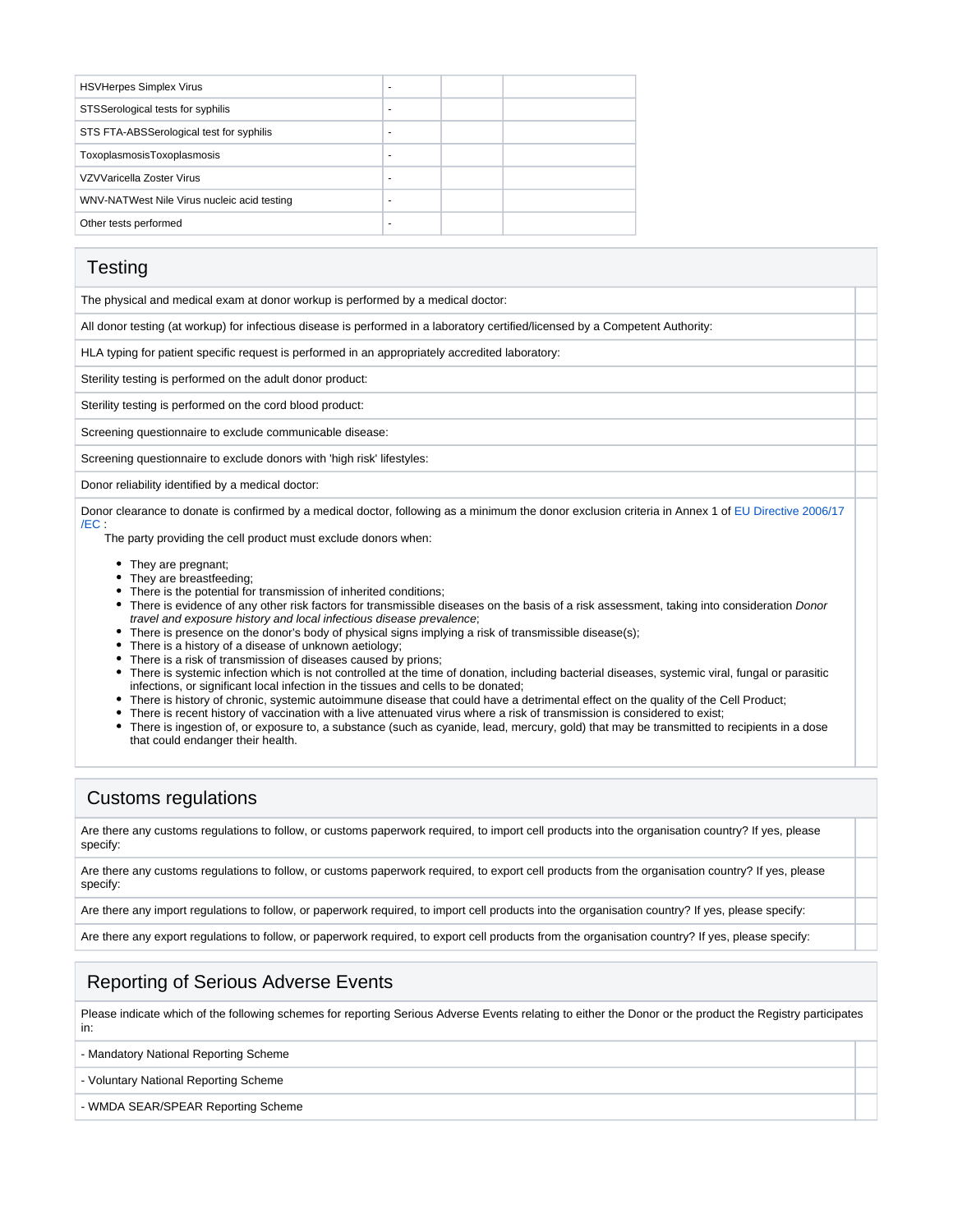| | | | |
|---|---|---|---|
| HSVHerpes Simplex Virus | - | | |
| STSSerological tests for syphilis | - | | |
| STS FTA-ABSSerological test for syphilis | - | | |
| ToxoplasmosisToxoplasmosis | - | | |
| VZVVaricella Zoster Virus | - | | |
| WNV-NATWest Nile Virus nucleic acid testing | - | | |
| Other tests performed | - | | |

## Testing

| | |
|---|---|
| The physical and medical exam at donor workup is performed by a medical doctor: | |
| All donor testing (at workup) for infectious disease is performed in a laboratory certified/licensed by a Competent Authority: | |
| HLA typing for patient specific request is performed in an appropriately accredited laboratory: | |
| Sterility testing is performed on the adult donor product: | |
| Sterility testing is performed on the cord blood product: | |
| Screening questionnaire to exclude communicable disease: | |
| Screening questionnaire to exclude donors with 'high risk' lifestyles: | |
| Donor reliability identified by a medical doctor: | |

Donor clearance to donate is confirmed by a medical doctor, following as a minimum the donor exclusion criteria in Annex 1 of EU Directive 2006/17/EC :

The party providing the cell product must exclude donors when:

- They are pregnant;
- They are breastfeeding;
- There is the potential for transmission of inherited conditions;
- There is evidence of any other risk factors for transmissible diseases on the basis of a risk assessment, taking into consideration *Donor travel and exposure history and local infectious disease prevalence*;
- There is presence on the donor's body of physical signs implying a risk of transmissible disease(s);
- There is a history of a disease of unknown aetiology;
- There is a risk of transmission of diseases caused by prions;
- There is systemic infection which is not controlled at the time of donation, including bacterial diseases, systemic viral, fungal or parasitic infections, or significant local infection in the tissues and cells to be donated;
- There is history of chronic, systemic autoimmune disease that could have a detrimental effect on the quality of the Cell Product;
- There is recent history of vaccination with a live attenuated virus where a risk of transmission is considered to exist;
- There is ingestion of, or exposure to, a substance (such as cyanide, lead, mercury, gold) that may be transmitted to recipients in a dose that could endanger their health.

## Customs regulations

| | |
|---|---|
| Are there any customs regulations to follow, or customs paperwork required, to import cell products into the organisation country? If yes, please specify: | |
| Are there any customs regulations to follow, or customs paperwork required, to export cell products from the organisation country? If yes, please specify: | |
| Are there any import regulations to follow, or paperwork required, to import cell products into the organisation country? If yes, please specify: | |
| Are there any export regulations to follow, or paperwork required, to export cell products from the organisation country? If yes, please specify: | |

## Reporting of Serious Adverse Events

Please indicate which of the following schemes for reporting Serious Adverse Events relating to either the Donor or the product the Registry participates in:

| | |
|---|---|
| - Mandatory National Reporting Scheme | |
| - Voluntary National Reporting Scheme | |
| - WMDA SEAR/SPEAR Reporting Scheme | |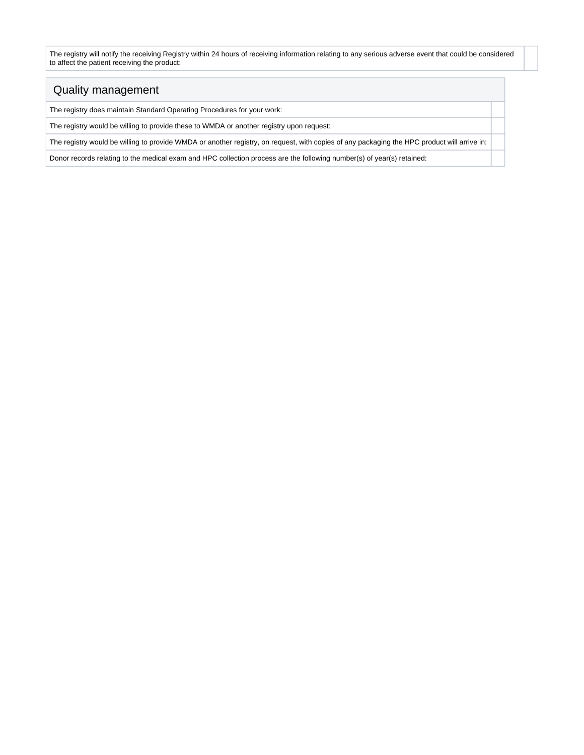| | |
|---|---|
| The registry will notify the receiving Registry within 24 hours of receiving information relating to any serious adverse event that could be considered to affect the patient receiving the product: | |

## Quality management

| | |
|---|---|
| The registry does maintain Standard Operating Procedures for your work: | |
| The registry would be willing to provide these to WMDA or another registry upon request: | |
| The registry would be willing to provide WMDA or another registry, on request, with copies of any packaging the HPC product will arrive in: | |
| Donor records relating to the medical exam and HPC collection process are the following number(s) of year(s) retained: | |